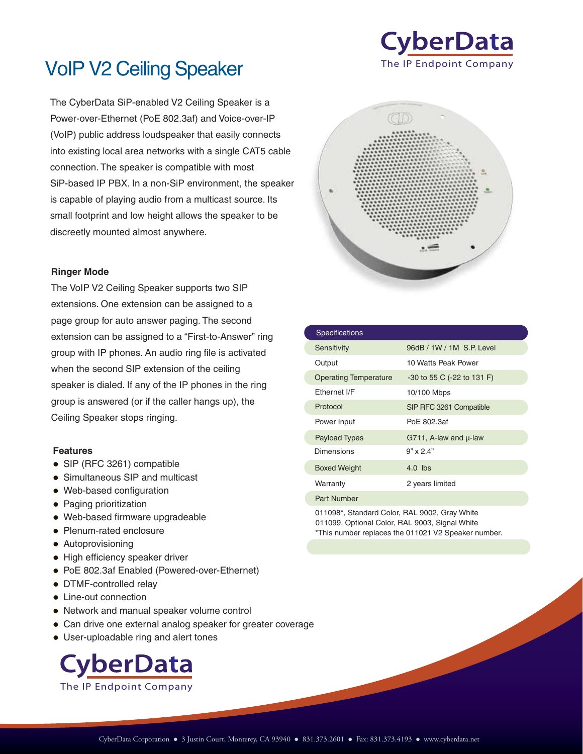# VoIP V2 Ceiling Speaker

CyberData
The IP Endpoint Company

The CyberData SiP-enabled V2 Ceiling Speaker is a Power-over-Ethernet (PoE 802.3af) and Voice-over-IP (VoIP) public address loudspeaker that easily connects into existing local area networks with a single CAT5 cable connection. The speaker is compatible with most SiP-based IP PBX. In a non-SiP environment, the speaker is capable of playing audio from a multicast source. Its small footprint and low height allows the speaker to be discreetly mounted almost anywhere.

### Ringer Mode

The VoIP V2 Ceiling Speaker supports two SIP extensions. One extension can be assigned to a page group for auto answer paging. The second extension can be assigned to a "First-to-Answer" ring group with IP phones. An audio ring file is activated when the second SIP extension of the ceiling speaker is dialed. If any of the IP phones in the ring group is answered (or if the caller hangs up), the Ceiling Speaker stops ringing.

### Features

- SIP (RFC 3261) compatible
- Simultaneous SIP and multicast
- Web-based configuration
- Paging prioritization
- Web-based firmware upgradeable
- Plenum-rated enclosure
- Autoprovisioning
- High efficiency speaker driver
- PoE 802.3af Enabled (Powered-over-Ethernet)
- DTMF-controlled relay
- Line-out connection
- Network and manual speaker volume control
- Can drive one external analog speaker for greater coverage
- User-uploadable ring and alert tones

| Specifications | |
|---|---|
| Sensitivity | 96dB / 1W / 1M S.P. Level |
| Output | 10 Watts Peak Power |
| Operating Temperature | -30 to 55 C (-22 to 131 F) |
| Ethernet I/F | 10/100 Mbps |
| Protocol | SIP RFC 3261 Compatible |
| Power Input | PoE 802.3af |
| Payload Types | G711, A-law and µ-law |
| Dimensions | 9" x 2.4" |
| Boxed Weight | 4.0 lbs |
| Warranty | 2 years limited |
| Part Number | |

011098*, Standard Color, RAL 9002, Gray White
011099, Optional Color, RAL 9003, Signal White
*This number replaces the 011021 V2 Speaker number.

CyberData
The IP Endpoint Company

CyberData Corporation ● 3 Justin Court, Monterey, CA 93940 ● 831.373.2601 ● Fax: 831.373.4193 ● www.cyberdata.net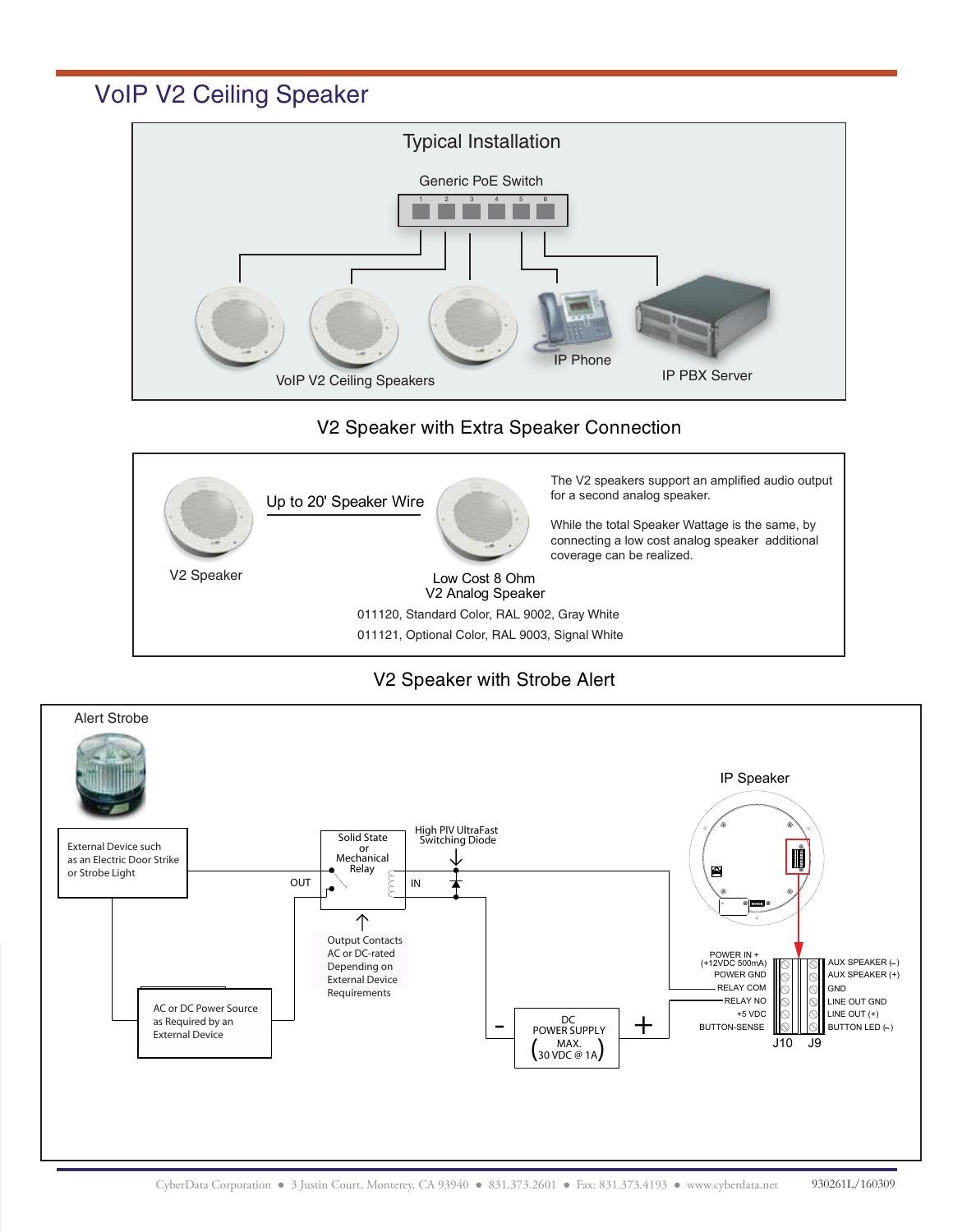# VoIP V2 Ceiling Speaker

## Typical Installation

Generic PoE Switch

VoIP V2 Ceiling Speakers

IP Phone

IP PBX Server

## V2 Speaker with Extra Speaker Connection

V2 Speaker

Up to 20' Speaker Wire

Low Cost 8 Ohm
V2 Analog Speaker

The V2 speakers support an amplified audio output for a second analog speaker.

While the total Speaker Wattage is the same, by connecting a low cost analog speaker additional coverage can be realized.

011120, Standard Color, RAL 9002, Gray White

011121, Optional Color, RAL 9003, Signal White

## V2 Speaker with Strobe Alert

Alert Strobe

External Device such as an Electric Door Strike or Strobe Light

AC or DC Power Source as Required by an External Device

Solid State or Mechanical Relay

OUT

IN

High PIV UltraFast Switching Diode

Output Contacts AC or DC-rated Depending on External Device Requirements

DC POWER SUPPLY MAX. (30 VDC @ 1A)

IP Speaker

POWER IN + (+12VDC 500mA)
POWER GND
RELAY COM
RELAY NO
+5 VDC
BUTTON-SENSE

AUX SPEAKER (–)
AUX SPEAKER (+)
GND
LINE OUT GND
LINE OUT (+)
BUTTON LED (–)

J10 J9

CyberData Corporation ● 3 Justin Court, Monterey, CA 93940 ● 831.373.2601 ● Fax: 831.373.4193 ● www.cyberdata.net 930261L/160309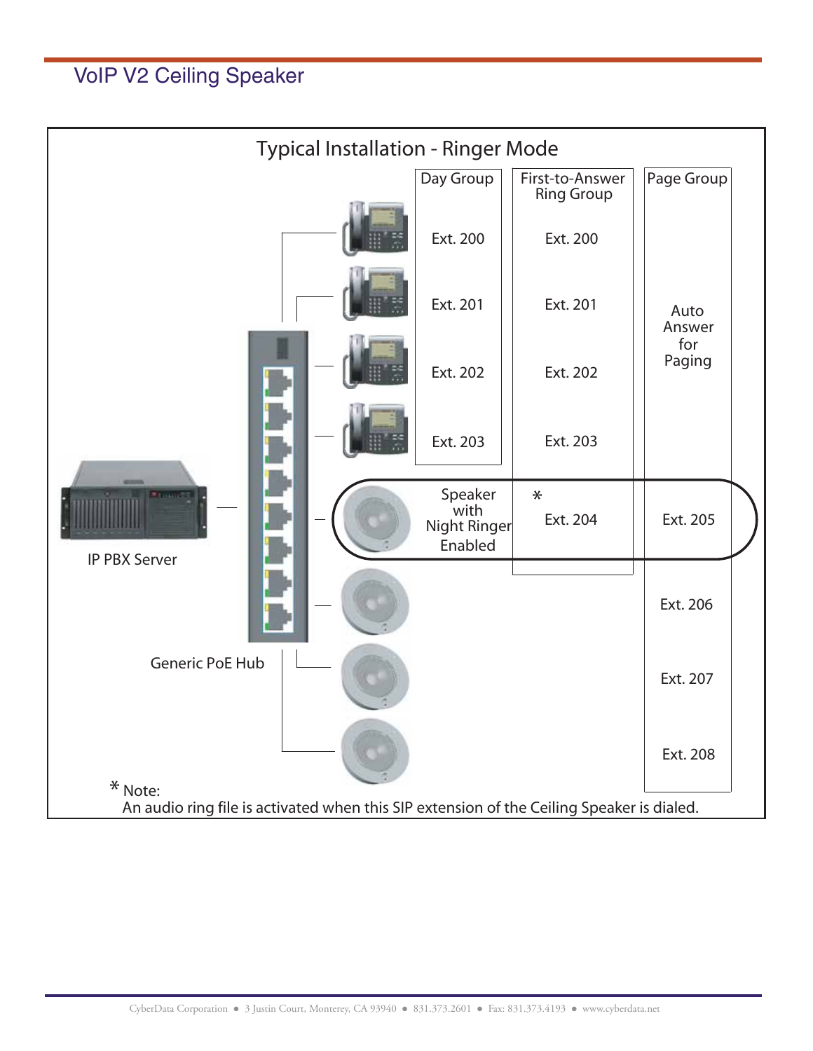# VoIP V2 Ceiling Speaker

Typical Installation - Ringer Mode

Day Group

First-to-Answer Ring Group

Page Group

Ext. 200

Ext. 200

Ext. 201

Ext. 201

Auto Answer for Paging

Ext. 202

Ext. 202

Ext. 203

Ext. 203

Speaker with Night Ringer Enabled

*

Ext. 204

Ext. 205

IP PBX Server

Ext. 206

Generic PoE Hub

Ext. 207

Ext. 208

* Note:
An audio ring file is activated when this SIP extension of the Ceiling Speaker is dialed.